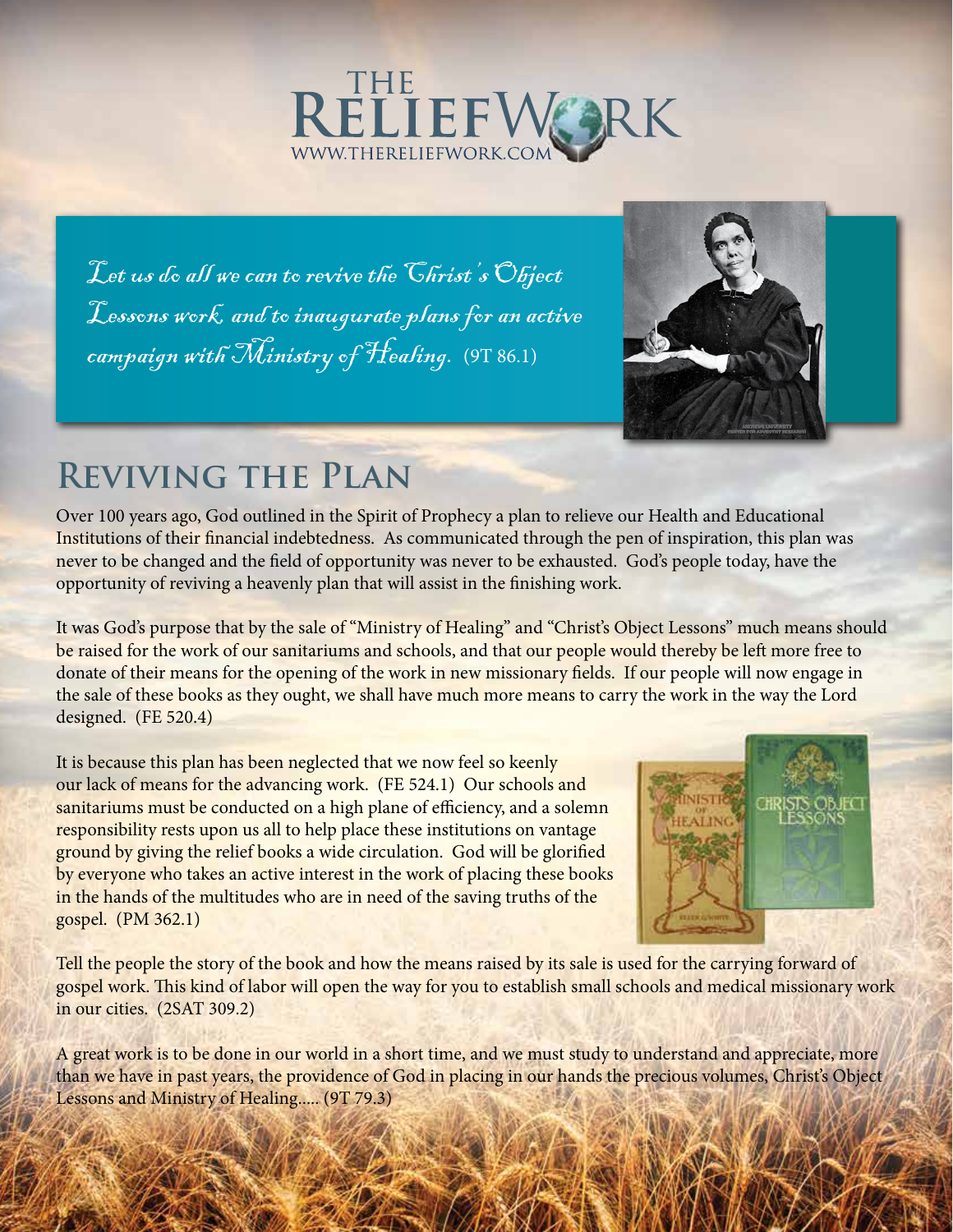# THE RELIEFWORK

WWW.THERELIEFWORK.COM

*Let us do all we can to revive the Christ's Object Lessons work, and to inaugurate plans for an active campaign with Ministry of Healing.* (9T 86.1)

## Reviving the Plan

Over 100 years ago, God outlined in the Spirit of Prophecy a plan to relieve our Health and Educational Institutions of their financial indebtedness. As communicated through the pen of inspiration, this plan was never to be changed and the field of opportunity was never to be exhausted. God's people today, have the opportunity of reviving a heavenly plan that will assist in the finishing work.

It was God's purpose that by the sale of "Ministry of Healing" and "Christ's Object Lessons" much means should be raised for the work of our sanitariums and schools, and that our people would thereby be left more free to donate of their means for the opening of the work in new missionary fields. If our people will now engage in the sale of these books as they ought, we shall have much more means to carry the work in the way the Lord designed. (FE 520.4)

It is because this plan has been neglected that we now feel so keenly our lack of means for the advancing work. (FE 524.1) Our schools and sanitariums must be conducted on a high plane of efficiency, and a solemn responsibility rests upon us all to help place these institutions on vantage ground by giving the relief books a wide circulation. God will be glorified by everyone who takes an active interest in the work of placing these books in the hands of the multitudes who are in need of the saving truths of the gospel. (PM 362.1)

Tell the people the story of the book and how the means raised by its sale is used for the carrying forward of gospel work. This kind of labor will open the way for you to establish small schools and medical missionary work in our cities. (2SAT 309.2)

A great work is to be done in our world in a short time, and we must study to understand and appreciate, more than we have in past years, the providence of God in placing in our hands the precious volumes, Christ's Object Lessons and Ministry of Healing..... (9T 79.3)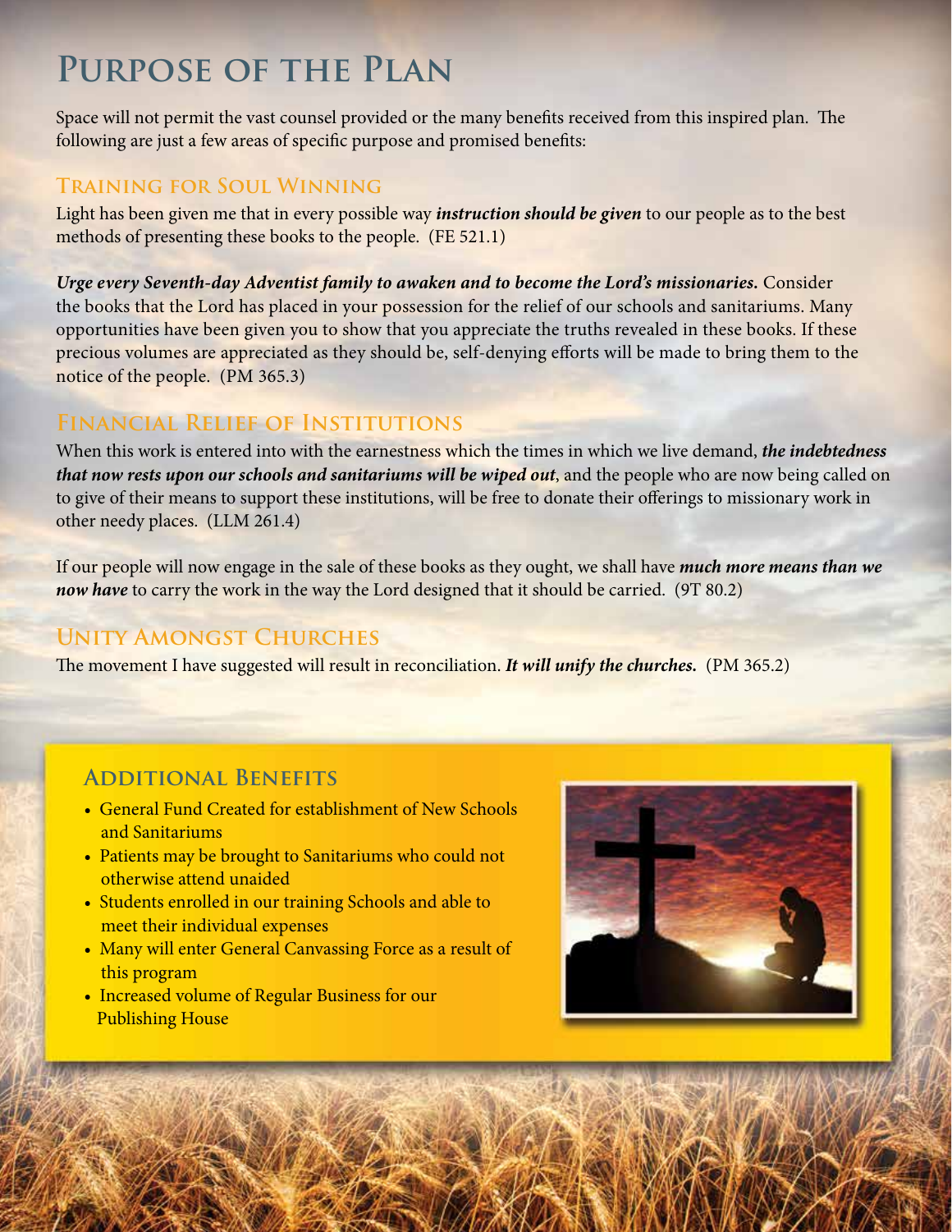# Purpose of the Plan

Space will not permit the vast counsel provided or the many benefits received from this inspired plan. The following are just a few areas of specific purpose and promised benefits:

## Training for Soul Winning

Light has been given me that in every possible way ***instruction should be given*** to our people as to the best methods of presenting these books to the people. (FE 521.1)

***Urge every Seventh-day Adventist family to awaken and to become the Lord's missionaries.*** Consider the books that the Lord has placed in your possession for the relief of our schools and sanitariums. Many opportunities have been given you to show that you appreciate the truths revealed in these books. If these precious volumes are appreciated as they should be, self-denying efforts will be made to bring them to the notice of the people. (PM 365.3)

## Financial Relief of Institutions

When this work is entered into with the earnestness which the times in which we live demand, ***the indebtedness that now rests upon our schools and sanitariums will be wiped out***, and the people who are now being called on to give of their means to support these institutions, will be free to donate their offerings to missionary work in other needy places. (LLM 261.4)

If our people will now engage in the sale of these books as they ought, we shall have ***much more means than we now have*** to carry the work in the way the Lord designed that it should be carried. (9T 80.2)

## Unity Amongst Churches

The movement I have suggested will result in reconciliation. ***It will unify the churches.*** (PM 365.2)

## Additional Benefits

- General Fund Created for establishment of New Schools and Sanitariums
- Patients may be brought to Sanitariums who could not otherwise attend unaided
- Students enrolled in our training Schools and able to meet their individual expenses
- Many will enter General Canvassing Force as a result of this program
- Increased volume of Regular Business for our Publishing House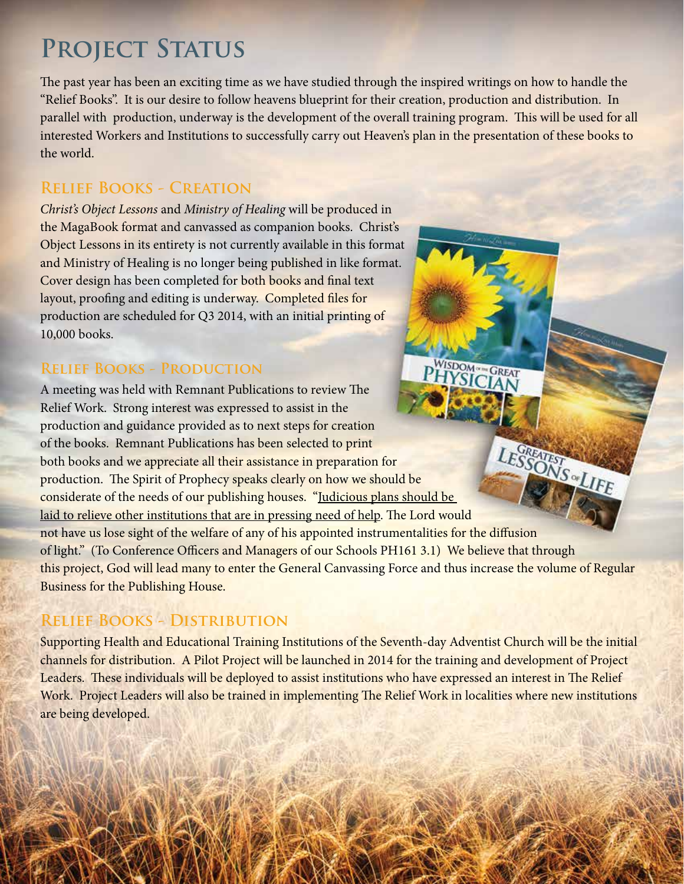# Project Status

The past year has been an exciting time as we have studied through the inspired writings on how to handle the "Relief Books". It is our desire to follow heavens blueprint for their creation, production and distribution. In parallel with production, underway is the development of the overall training program. This will be used for all interested Workers and Institutions to successfully carry out Heaven's plan in the presentation of these books to the world.

## Relief Books - Creation

*Christ's Object Lessons* and *Ministry of Healing* will be produced in the MagaBook format and canvassed as companion books. Christ's Object Lessons in its entirety is not currently available in this format and Ministry of Healing is no longer being published in like format. Cover design has been completed for both books and final text layout, proofing and editing is underway. Completed files for production are scheduled for Q3 2014, with an initial printing of 10,000 books.

## Relief Books - Production

A meeting was held with Remnant Publications to review The Relief Work. Strong interest was expressed to assist in the production and guidance provided as to next steps for creation of the books. Remnant Publications has been selected to print both books and we appreciate all their assistance in preparation for production. The Spirit of Prophecy speaks clearly on how we should be considerate of the needs of our publishing houses. "Judicious plans should be laid to relieve other institutions that are in pressing need of help. The Lord would not have us lose sight of the welfare of any of his appointed instrumentalities for the diffusion of light." (To Conference Officers and Managers of our Schools PH161 3.1) We believe that through this project, God will lead many to enter the General Canvassing Force and thus increase the volume of Regular Business for the Publishing House.

## Relief Books - Distribution

Supporting Health and Educational Training Institutions of the Seventh-day Adventist Church will be the initial channels for distribution. A Pilot Project will be launched in 2014 for the training and development of Project Leaders. These individuals will be deployed to assist institutions who have expressed an interest in The Relief Work. Project Leaders will also be trained in implementing The Relief Work in localities where new institutions are being developed.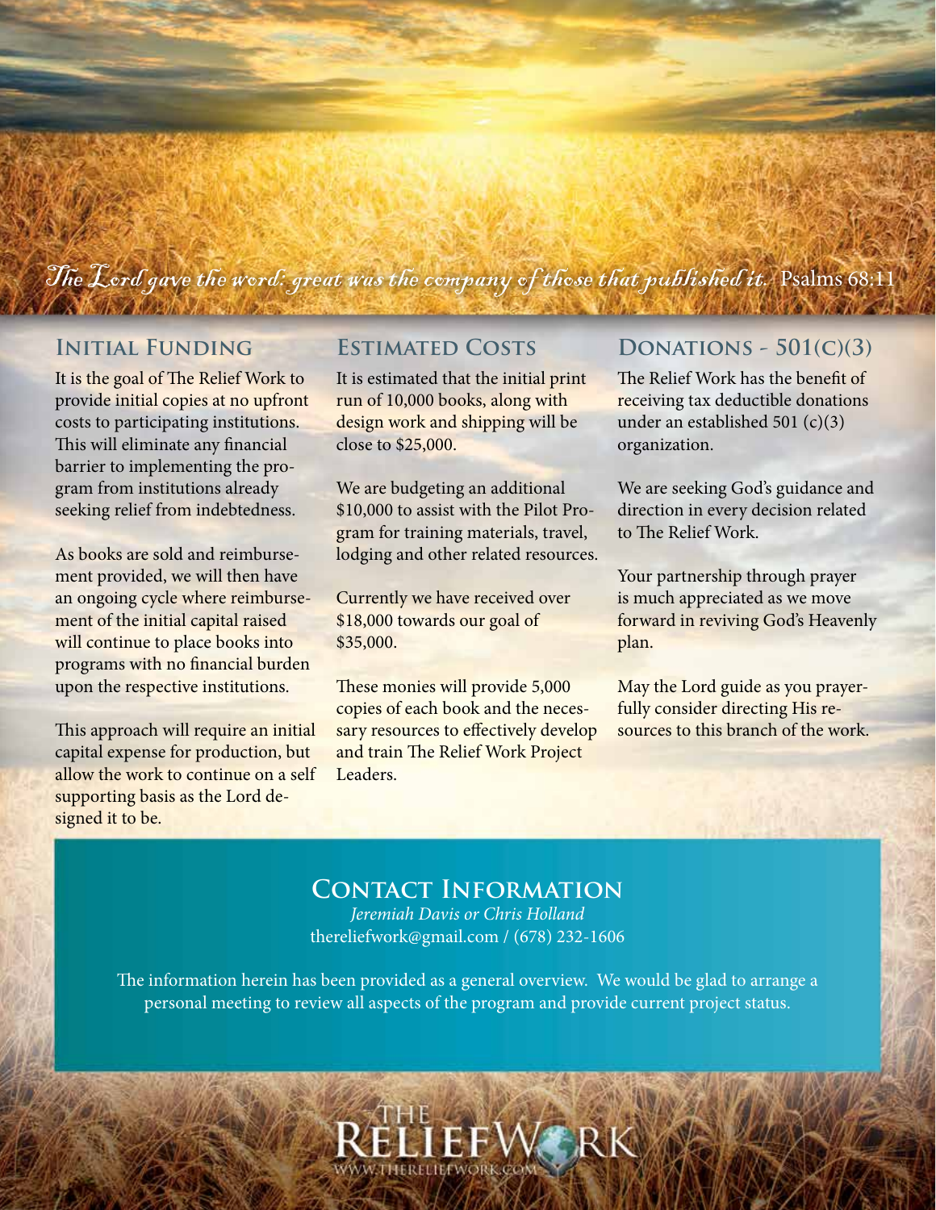*The Lord gave the word: great was the company of those that published it.* Psalms 68:11

## Initial Funding

It is the goal of The Relief Work to provide initial copies at no upfront costs to participating institutions. This will eliminate any financial barrier to implementing the program from institutions already seeking relief from indebtedness.

As books are sold and reimbursement provided, we will then have an ongoing cycle where reimbursement of the initial capital raised will continue to place books into programs with no financial burden upon the respective institutions.

This approach will require an initial capital expense for production, but allow the work to continue on a self supporting basis as the Lord designed it to be.

## Estimated Costs

It is estimated that the initial print run of 10,000 books, along with design work and shipping will be close to $25,000.

We are budgeting an additional $10,000 to assist with the Pilot Program for training materials, travel, lodging and other related resources.

Currently we have received over $18,000 towards our goal of $35,000.

These monies will provide 5,000 copies of each book and the necessary resources to effectively develop and train The Relief Work Project Leaders.

## Donations - 501(c)(3)

The Relief Work has the benefit of receiving tax deductible donations under an established 501 (c)(3) organization.

We are seeking God's guidance and direction in every decision related to The Relief Work.

Your partnership through prayer is much appreciated as we move forward in reviving God's Heavenly plan.

May the Lord guide as you prayerfully consider directing His resources to this branch of the work.

## Contact Information

*Jeremiah Davis or Chris Holland*
thereliefwork@gmail.com / (678) 232-1606

The information herein has been provided as a general overview. We would be glad to arrange a personal meeting to review all aspects of the program and provide current project status.

THE RELIEF WORK
WWW.THERELIEFWORK.COM